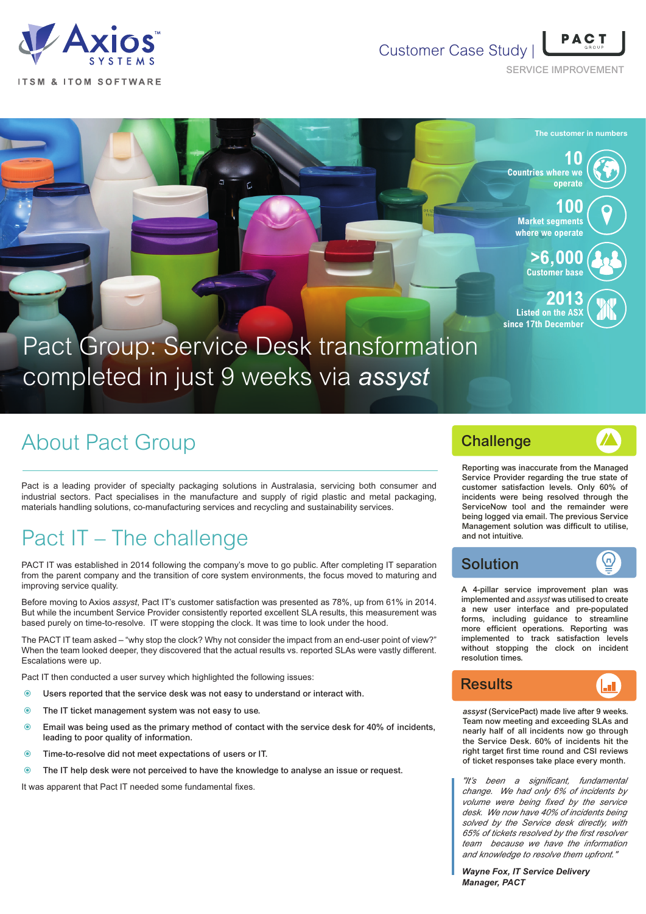Axios SYSTEMS

ITSM & ITOM SOFTWARE

Customer Case Study | PACT GROUP

SERVICE IMPROVEMENT

**The customer in numbers**

**10** Countries where we operate

**100** Market segments where we operate

**>6,000** Customer base

**2013** Listed on the ASX since 17th December

# Pact Group: Service Desk transformation completed in just 9 weeks via *assyst*

## About Pact Group

Pact is a leading provider of specialty packaging solutions in Australasia, servicing both consumer and industrial sectors. Pact specialises in the manufacture and supply of rigid plastic and metal packaging, materials handling solutions, co-manufacturing services and recycling and sustainability services.

## Pact IT – The challenge

PACT IT was established in 2014 following the company's move to go public. After completing IT separation from the parent company and the transition of core system environments, the focus moved to maturing and improving service quality.

Before moving to Axios *assyst*, Pact IT's customer satisfaction was presented as 78%, up from 61% in 2014. But while the incumbent Service Provider consistently reported excellent SLA results, this measurement was based purely on time-to-resolve. IT were stopping the clock. It was time to look under the hood.

The PACT IT team asked – "why stop the clock? Why not consider the impact from an end-user point of view?" When the team looked deeper, they discovered that the actual results vs. reported SLAs were vastly different. Escalations were up.

Pact IT then conducted a user survey which highlighted the following issues:

- Users reported that the service desk was not easy to understand or interact with.
- The IT ticket management system was not easy to use.
- Email was being used as the primary method of contact with the service desk for 40% of incidents, leading to poor quality of information.
- Time-to-resolve did not meet expectations of users or IT.
- The IT help desk were not perceived to have the knowledge to analyse an issue or request.

It was apparent that Pact IT needed some fundamental fixes.

## Challenge

Reporting was inaccurate from the Managed Service Provider regarding the true state of customer satisfaction levels. Only 60% of incidents were being resolved through the ServiceNow tool and the remainder were being logged via email. The previous Service Management solution was difficult to utilise, and not intuitive.

## Solution

A 4-pillar service improvement plan was implemented and *assyst* was utilised to create a new user interface and pre-populated forms, including guidance to streamline more efficient operations. Reporting was implemented to track satisfaction levels without stopping the clock on incident resolution times.

## Results

*assyst* (ServicePact) made live after 9 weeks. Team now meeting and exceeding SLAs and nearly half of all incidents now go through the Service Desk. 60% of incidents hit the right target first time round and CSI reviews of ticket responses take place every month.

> *"It's been a significant, fundamental change. We had only 6% of incidents by volume were being fixed by the service desk. We now have 40% of incidents being solved by the Service desk directly, with 65% of tickets resolved by the first resolver team because we have the information and knowledge to resolve them upfront."*
>
> ***Wayne Fox, IT Service Delivery Manager, PACT***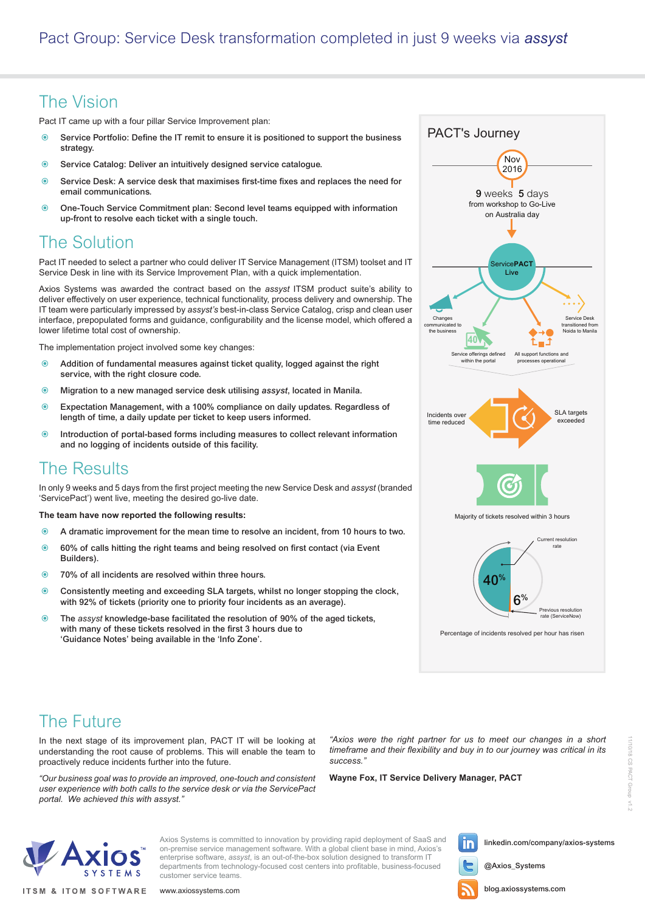# Pact Group: Service Desk transformation completed in just 9 weeks via *assyst*

## The Vision

Pact IT came up with a four pillar Service Improvement plan:

- Service Portfolio: Define the IT remit to ensure it is positioned to support the business strategy.
- Service Catalog: Deliver an intuitively designed service catalogue.
- Service Desk: A service desk that maximises first-time fixes and replaces the need for email communications.
- One-Touch Service Commitment plan: Second level teams equipped with information up-front to resolve each ticket with a single touch.

## The Solution

Pact IT needed to select a partner who could deliver IT Service Management (ITSM) toolset and IT Service Desk in line with its Service Improvement Plan, with a quick implementation.

Axios Systems was awarded the contract based on the *assyst* ITSM product suite's ability to deliver effectively on user experience, technical functionality, process delivery and ownership. The IT team were particularly impressed by *assyst's* best-in-class Service Catalog, crisp and clean user interface, prepopulated forms and guidance, configurability and the license model, which offered a lower lifetime total cost of ownership.

The implementation project involved some key changes:

- Addition of fundamental measures against ticket quality, logged against the right service, with the right closure code.
- Migration to a new managed service desk utilising *assyst*, located in Manila.
- Expectation Management, with a 100% compliance on daily updates. Regardless of length of time, a daily update per ticket to keep users informed.
- Introduction of portal-based forms including measures to collect relevant information and no logging of incidents outside of this facility.

## The Results

In only 9 weeks and 5 days from the first project meeting the new Service Desk and *assyst* (branded 'ServicePact') went live, meeting the desired go-live date.

**The team have now reported the following results:**

- A dramatic improvement for the mean time to resolve an incident, from 10 hours to two.
- 60% of calls hitting the right teams and being resolved on first contact (via Event Builders).
- 70% of all incidents are resolved within three hours.
- Consistently meeting and exceeding SLA targets, whilst no longer stopping the clock, with 92% of tickets (priority one to priority four incidents as an average).
- The *assyst* knowledge-base facilitated the resolution of 90% of the aged tickets, with many of these tickets resolved in the first 3 hours due to 'Guidance Notes' being available in the 'Info Zone'.

## PACT's Journey

Nov 2016

**9** weeks **5** days
from workshop to Go-Live
on Australia day

ServicePACT Live

Changes communicated to the business

Service offerings defined within the portal

All support functions and processes operational

Service Desk transitioned from Noida to Manila

Incidents over time reduced

SLA targets exceeded

Majority of tickets resolved within 3 hours

Current resolution rate

40%

6%

Previous resolution rate (ServiceNow)

Percentage of incidents resolved per hour has risen

## The Future

In the next stage of its improvement plan, PACT IT will be looking at understanding the root cause of problems. This will enable the team to proactively reduce incidents further into the future.

*"Our business goal was to provide an improved, one-touch and consistent user experience with both calls to the service desk or via the ServicePact portal. We achieved this with assyst."*

*"Axios were the right partner for us to meet our changes in a short timeframe and their flexibility and buy in to our journey was critical in its success."*

**Wayne Fox, IT Service Delivery Manager, PACT**

Axios Systems — ITSM & ITOM SOFTWARE

Axios Systems is committed to innovation by providing rapid deployment of SaaS and on-premise service management software. With a global client base in mind, Axios's enterprise software, *assyst*, is an out-of-the-box solution designed to transform IT departments from technology-focused cost centers into profitable, business-focused customer service teams.

www.axiossystems.com

linkedin.com/company/axios-systems

@Axios_Systems

blog.axiossystems.com

11/10/18 CS PACT Group v1.2